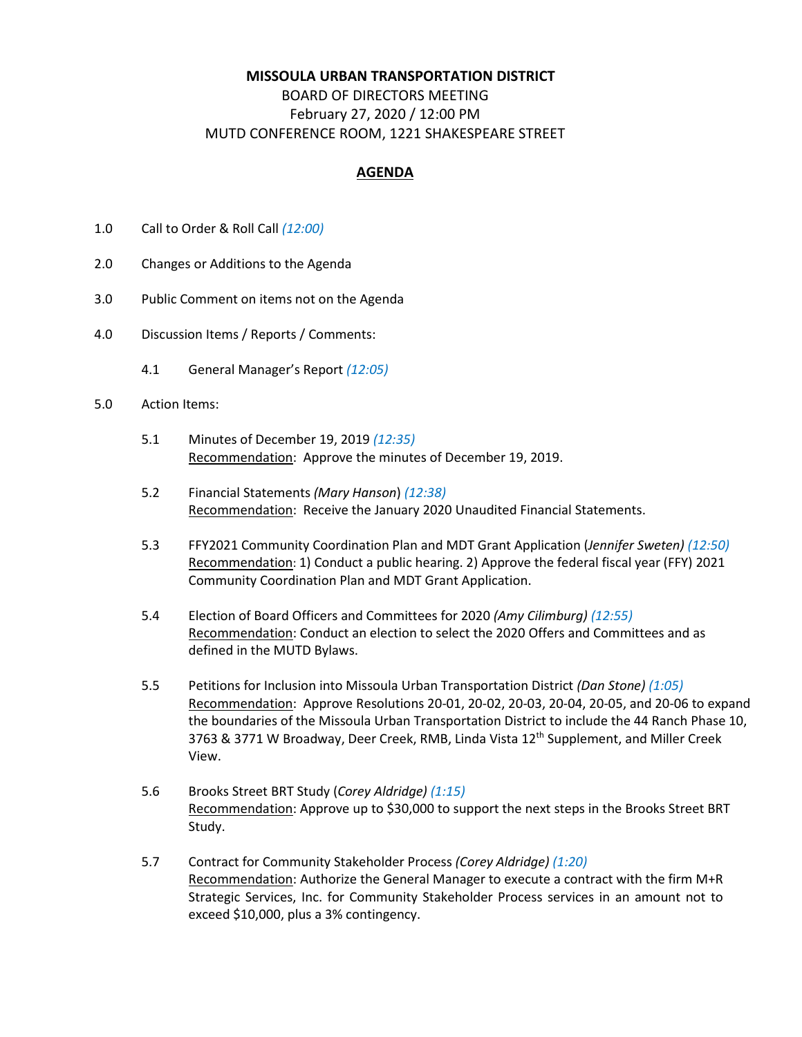**MISSOULA URBAN TRANSPORTATION DISTRICT**
BOARD OF DIRECTORS MEETING
February 27, 2020 / 12:00 PM
MUTD CONFERENCE ROOM, 1221 SHAKESPEARE STREET

## <u>AGENDA</u>

1.0 Call to Order & Roll Call *(12:00)*

2.0 Changes or Additions to the Agenda

3.0 Public Comment on items not on the Agenda

4.0 Discussion Items / Reports / Comments:

4.1 General Manager's Report *(12:05)*

5.0 Action Items:

5.1 Minutes of December 19, 2019 *(12:35)*
<u>Recommendation</u>: Approve the minutes of December 19, 2019.

5.2 Financial Statements *(Mary Hanson)* *(12:38)*
<u>Recommendation</u>: Receive the January 2020 Unaudited Financial Statements.

5.3 FFY2021 Community Coordination Plan and MDT Grant Application (*Jennifer Sweten)* *(12:50)*
<u>Recommendation</u>: 1) Conduct a public hearing. 2) Approve the federal fiscal year (FFY) 2021 Community Coordination Plan and MDT Grant Application.

5.4 Election of Board Officers and Committees for 2020 *(Amy Cilimburg)* *(12:55)*
<u>Recommendation</u>: Conduct an election to select the 2020 Offers and Committees and as defined in the MUTD Bylaws.

5.5 Petitions for Inclusion into Missoula Urban Transportation District *(Dan Stone)* *(1:05)*
<u>Recommendation</u>: Approve Resolutions 20-01, 20-02, 20-03, 20-04, 20-05, and 20-06 to expand the boundaries of the Missoula Urban Transportation District to include the 44 Ranch Phase 10, 3763 & 3771 W Broadway, Deer Creek, RMB, Linda Vista 12th Supplement, and Miller Creek View.

5.6 Brooks Street BRT Study (*Corey Aldridge)* *(1:15)*
<u>Recommendation</u>: Approve up to $30,000 to support the next steps in the Brooks Street BRT Study.

5.7 Contract for Community Stakeholder Process *(Corey Aldridge)* *(1:20)*
<u>Recommendation</u>: Authorize the General Manager to execute a contract with the firm M+R Strategic Services, Inc. for Community Stakeholder Process services in an amount not to exceed $10,000, plus a 3% contingency.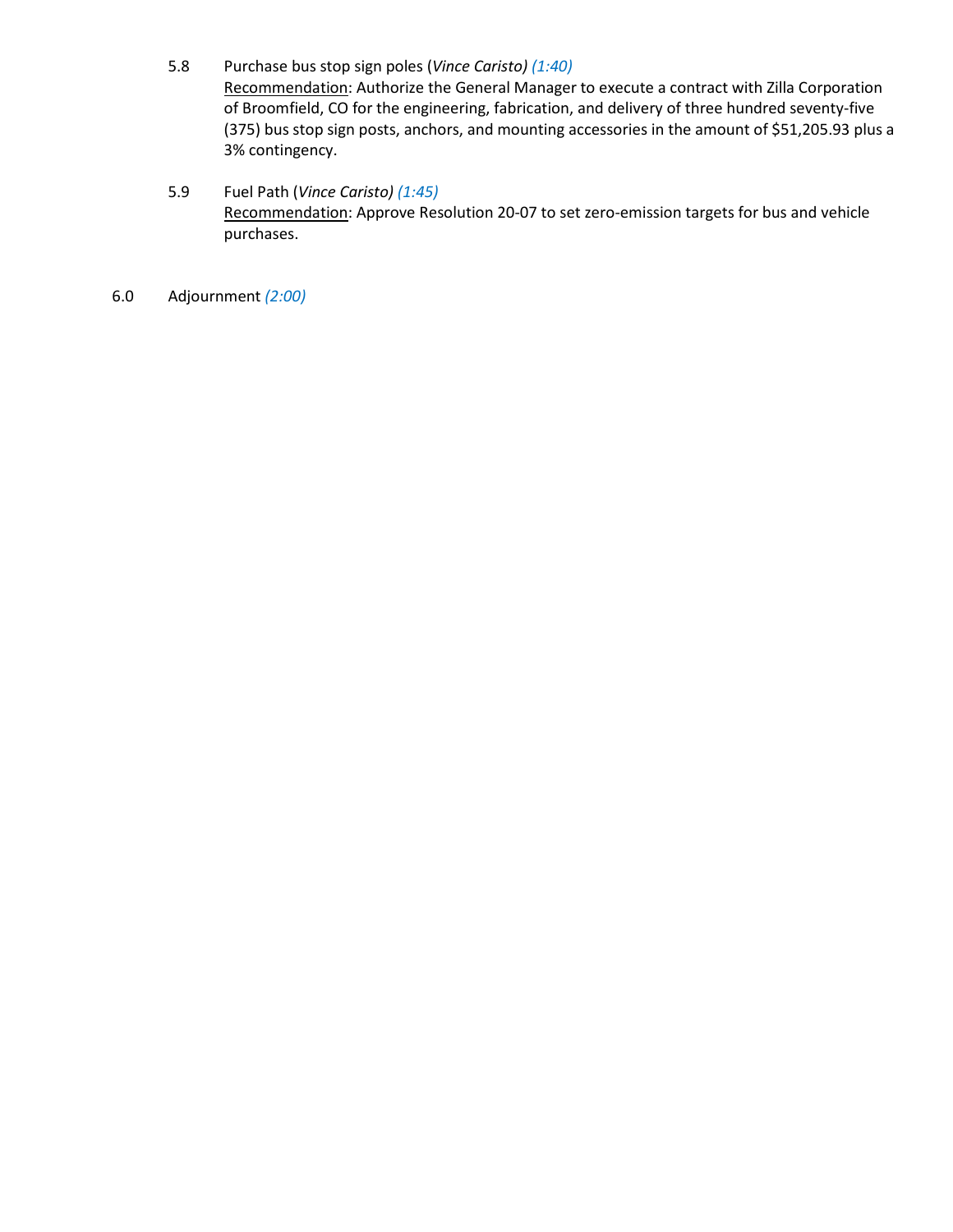5.8 Purchase bus stop sign poles (*Vince Caristo) (1:40)*
Recommendation: Authorize the General Manager to execute a contract with Zilla Corporation of Broomfield, CO for the engineering, fabrication, and delivery of three hundred seventy-five (375) bus stop sign posts, anchors, and mounting accessories in the amount of $51,205.93 plus a 3% contingency.

5.9 Fuel Path (*Vince Caristo) (1:45)*
Recommendation: Approve Resolution 20-07 to set zero-emission targets for bus and vehicle purchases.

6.0 Adjournment *(2:00)*